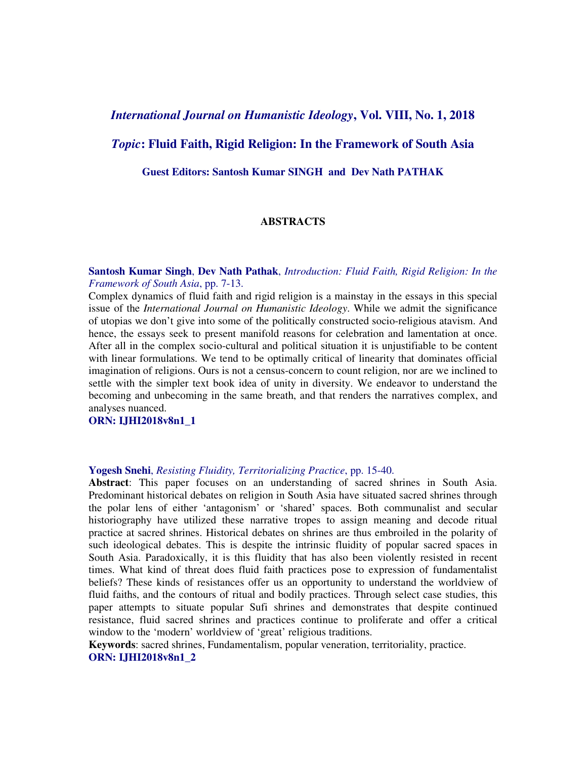## *International Journal on Humanistic Ideology*, Vol. VIII, No. 1, 2018

## *Topic*: Fluid Faith, Rigid Religion: In the Framework of South Asia

### Guest Editors: Santosh Kumar SINGH and Dev Nath PATHAK

### ABSTRACTS

**Santosh Kumar Singh**, **Dev Nath Pathak**, *Introduction: Fluid Faith, Rigid Religion: In the Framework of South Asia*, pp. 7-13.

Complex dynamics of fluid faith and rigid religion is a mainstay in the essays in this special issue of the *International Journal on Humanistic Ideology*. While we admit the significance of utopias we don't give into some of the politically constructed socio-religious atavism. And hence, the essays seek to present manifold reasons for celebration and lamentation at once. After all in the complex socio-cultural and political situation it is unjustifiable to be content with linear formulations. We tend to be optimally critical of linearity that dominates official imagination of religions. Ours is not a census-concern to count religion, nor are we inclined to settle with the simpler text book idea of unity in diversity. We endeavor to understand the becoming and unbecoming in the same breath, and that renders the narratives complex, and analyses nuanced.

**ORN: IJHI2018v8n1_1**

**Yogesh Snehi**, *Resisting Fluidity, Territorializing Practice*, pp. 15-40.

**Abstract**: This paper focuses on an understanding of sacred shrines in South Asia. Predominant historical debates on religion in South Asia have situated sacred shrines through the polar lens of either 'antagonism' or 'shared' spaces. Both communalist and secular historiography have utilized these narrative tropes to assign meaning and decode ritual practice at sacred shrines. Historical debates on shrines are thus embroiled in the polarity of such ideological debates. This is despite the intrinsic fluidity of popular sacred spaces in South Asia. Paradoxically, it is this fluidity that has also been violently resisted in recent times. What kind of threat does fluid faith practices pose to expression of fundamentalist beliefs? These kinds of resistances offer us an opportunity to understand the worldview of fluid faiths, and the contours of ritual and bodily practices. Through select case studies, this paper attempts to situate popular Sufi shrines and demonstrates that despite continued resistance, fluid sacred shrines and practices continue to proliferate and offer a critical window to the 'modern' worldview of 'great' religious traditions.

**Keywords**: sacred shrines, Fundamentalism, popular veneration, territoriality, practice.

**ORN: IJHI2018v8n1_2**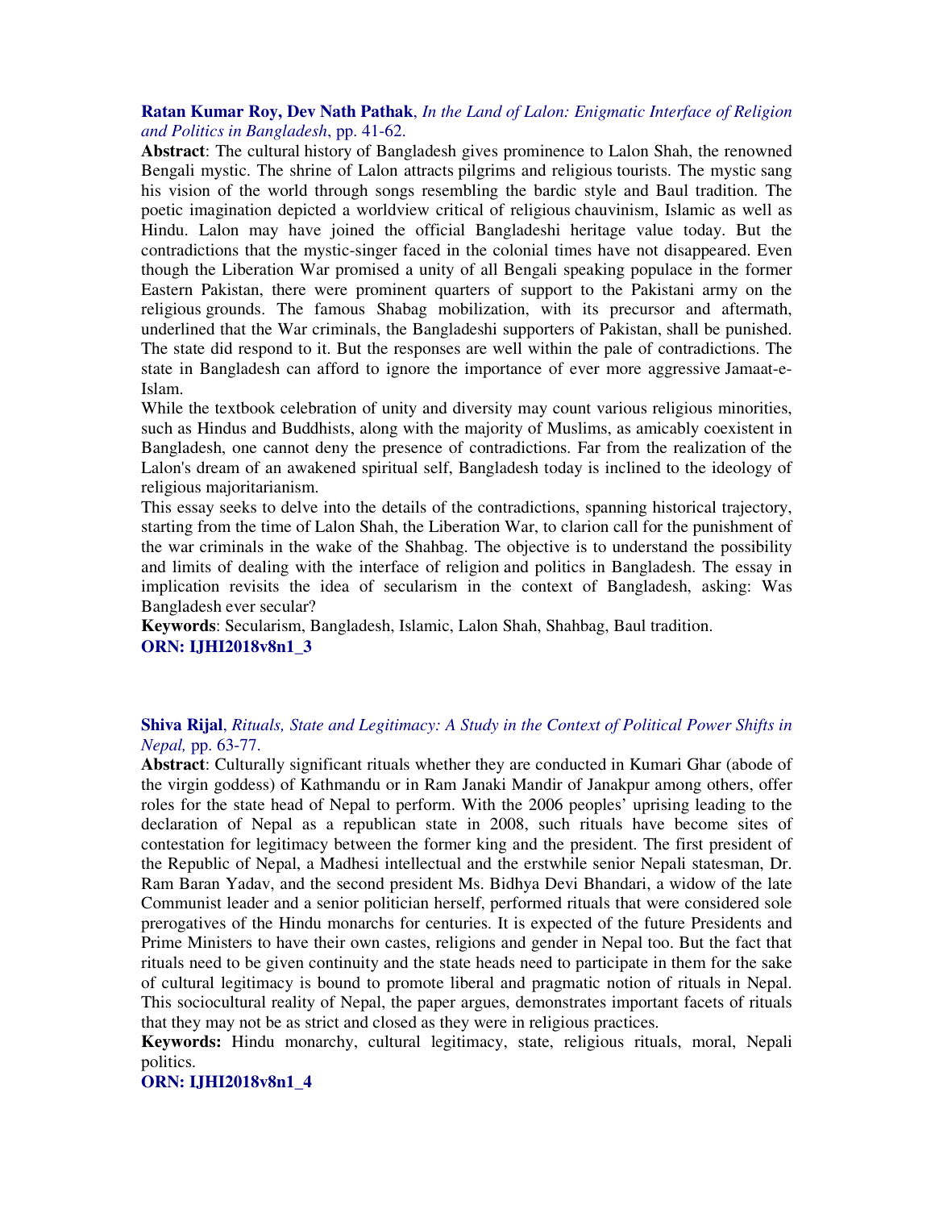**Ratan Kumar Roy, Dev Nath Pathak**, *In the Land of Lalon: Enigmatic Interface of Religion and Politics in Bangladesh*, pp. 41-62.

**Abstract**: The cultural history of Bangladesh gives prominence to Lalon Shah, the renowned Bengali mystic. The shrine of Lalon attracts pilgrims and religious tourists. The mystic sang his vision of the world through songs resembling the bardic style and Baul tradition. The poetic imagination depicted a worldview critical of religious chauvinism, Islamic as well as Hindu. Lalon may have joined the official Bangladeshi heritage value today. But the contradictions that the mystic-singer faced in the colonial times have not disappeared. Even though the Liberation War promised a unity of all Bengali speaking populace in the former Eastern Pakistan, there were prominent quarters of support to the Pakistani army on the religious grounds. The famous Shabag mobilization, with its precursor and aftermath, underlined that the War criminals, the Bangladeshi supporters of Pakistan, shall be punished. The state did respond to it. But the responses are well within the pale of contradictions. The state in Bangladesh can afford to ignore the importance of ever more aggressive Jamaat-e-Islam.

While the textbook celebration of unity and diversity may count various religious minorities, such as Hindus and Buddhists, along with the majority of Muslims, as amicably coexistent in Bangladesh, one cannot deny the presence of contradictions. Far from the realization of the Lalon's dream of an awakened spiritual self, Bangladesh today is inclined to the ideology of religious majoritarianism.

This essay seeks to delve into the details of the contradictions, spanning historical trajectory, starting from the time of Lalon Shah, the Liberation War, to clarion call for the punishment of the war criminals in the wake of the Shahbag. The objective is to understand the possibility and limits of dealing with the interface of religion and politics in Bangladesh. The essay in implication revisits the idea of secularism in the context of Bangladesh, asking: Was Bangladesh ever secular?

**Keywords**: Secularism, Bangladesh, Islamic, Lalon Shah, Shahbag, Baul tradition.

**ORN: IJHI2018v8n1_3**

**Shiva Rijal**, *Rituals, State and Legitimacy: A Study in the Context of Political Power Shifts in Nepal,* pp. 63-77.

**Abstract**: Culturally significant rituals whether they are conducted in Kumari Ghar (abode of the virgin goddess) of Kathmandu or in Ram Janaki Mandir of Janakpur among others, offer roles for the state head of Nepal to perform. With the 2006 peoples' uprising leading to the declaration of Nepal as a republican state in 2008, such rituals have become sites of contestation for legitimacy between the former king and the president. The first president of the Republic of Nepal, a Madhesi intellectual and the erstwhile senior Nepali statesman, Dr. Ram Baran Yadav, and the second president Ms. Bidhya Devi Bhandari, a widow of the late Communist leader and a senior politician herself, performed rituals that were considered sole prerogatives of the Hindu monarchs for centuries. It is expected of the future Presidents and Prime Ministers to have their own castes, religions and gender in Nepal too. But the fact that rituals need to be given continuity and the state heads need to participate in them for the sake of cultural legitimacy is bound to promote liberal and pragmatic notion of rituals in Nepal. This sociocultural reality of Nepal, the paper argues, demonstrates important facets of rituals that they may not be as strict and closed as they were in religious practices.

**Keywords:** Hindu monarchy, cultural legitimacy, state, religious rituals, moral, Nepali politics.

**ORN: IJHI2018v8n1_4**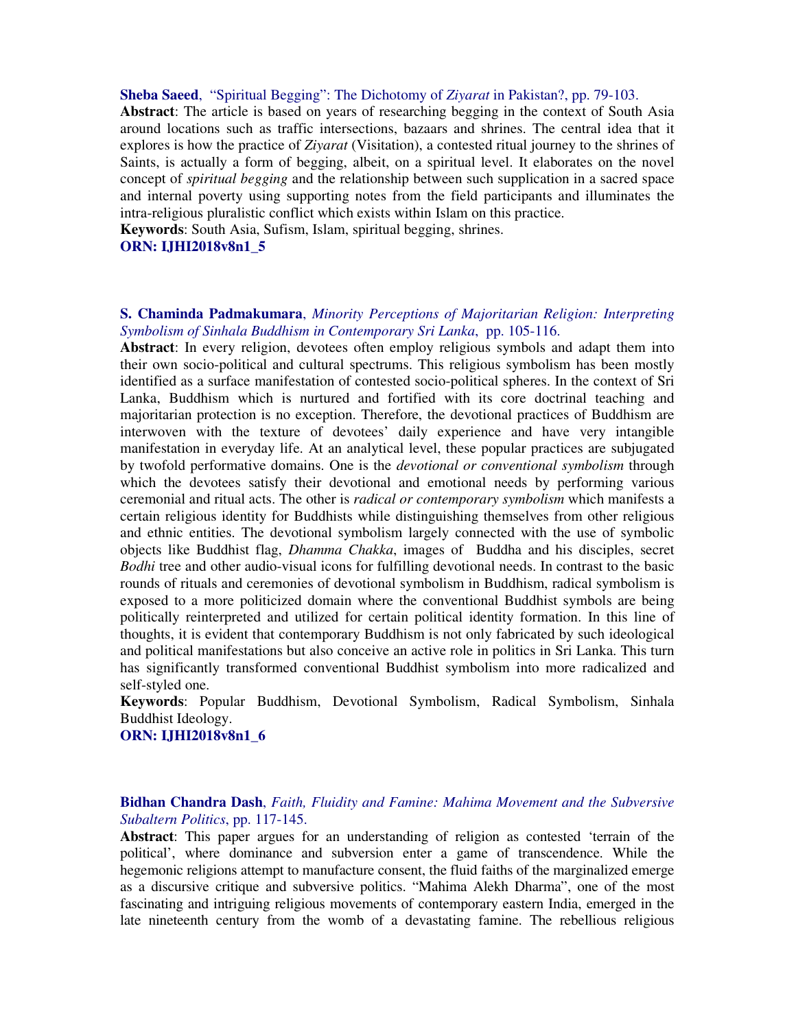**Sheba Saeed**, "Spiritual Begging": The Dichotomy of *Ziyarat* in Pakistan?, pp. 79-103.

**Abstract**: The article is based on years of researching begging in the context of South Asia around locations such as traffic intersections, bazaars and shrines. The central idea that it explores is how the practice of *Ziyarat* (Visitation), a contested ritual journey to the shrines of Saints, is actually a form of begging, albeit, on a spiritual level. It elaborates on the novel concept of *spiritual begging* and the relationship between such supplication in a sacred space and internal poverty using supporting notes from the field participants and illuminates the intra-religious pluralistic conflict which exists within Islam on this practice.

**Keywords**: South Asia, Sufism, Islam, spiritual begging, shrines.

**ORN: IJHI2018v8n1_5**

**S. Chaminda Padmakumara**, *Minority Perceptions of Majoritarian Religion: Interpreting Symbolism of Sinhala Buddhism in Contemporary Sri Lanka*, pp. 105-116.

**Abstract**: In every religion, devotees often employ religious symbols and adapt them into their own socio-political and cultural spectrums. This religious symbolism has been mostly identified as a surface manifestation of contested socio-political spheres. In the context of Sri Lanka, Buddhism which is nurtured and fortified with its core doctrinal teaching and majoritarian protection is no exception. Therefore, the devotional practices of Buddhism are interwoven with the texture of devotees' daily experience and have very intangible manifestation in everyday life. At an analytical level, these popular practices are subjugated by twofold performative domains. One is the *devotional or conventional symbolism* through which the devotees satisfy their devotional and emotional needs by performing various ceremonial and ritual acts. The other is *radical or contemporary symbolism* which manifests a certain religious identity for Buddhists while distinguishing themselves from other religious and ethnic entities. The devotional symbolism largely connected with the use of symbolic objects like Buddhist flag, *Dhamma Chakka*, images of Buddha and his disciples, secret *Bodhi* tree and other audio-visual icons for fulfilling devotional needs. In contrast to the basic rounds of rituals and ceremonies of devotional symbolism in Buddhism, radical symbolism is exposed to a more politicized domain where the conventional Buddhist symbols are being politically reinterpreted and utilized for certain political identity formation. In this line of thoughts, it is evident that contemporary Buddhism is not only fabricated by such ideological and political manifestations but also conceive an active role in politics in Sri Lanka. This turn has significantly transformed conventional Buddhist symbolism into more radicalized and self-styled one.

**Keywords**: Popular Buddhism, Devotional Symbolism, Radical Symbolism, Sinhala Buddhist Ideology.

**ORN: IJHI2018v8n1_6**

**Bidhan Chandra Dash**, *Faith, Fluidity and Famine: Mahima Movement and the Subversive Subaltern Politics*, pp. 117-145.

**Abstract**: This paper argues for an understanding of religion as contested 'terrain of the political', where dominance and subversion enter a game of transcendence. While the hegemonic religions attempt to manufacture consent, the fluid faiths of the marginalized emerge as a discursive critique and subversive politics. "Mahima Alekh Dharma", one of the most fascinating and intriguing religious movements of contemporary eastern India, emerged in the late nineteenth century from the womb of a devastating famine. The rebellious religious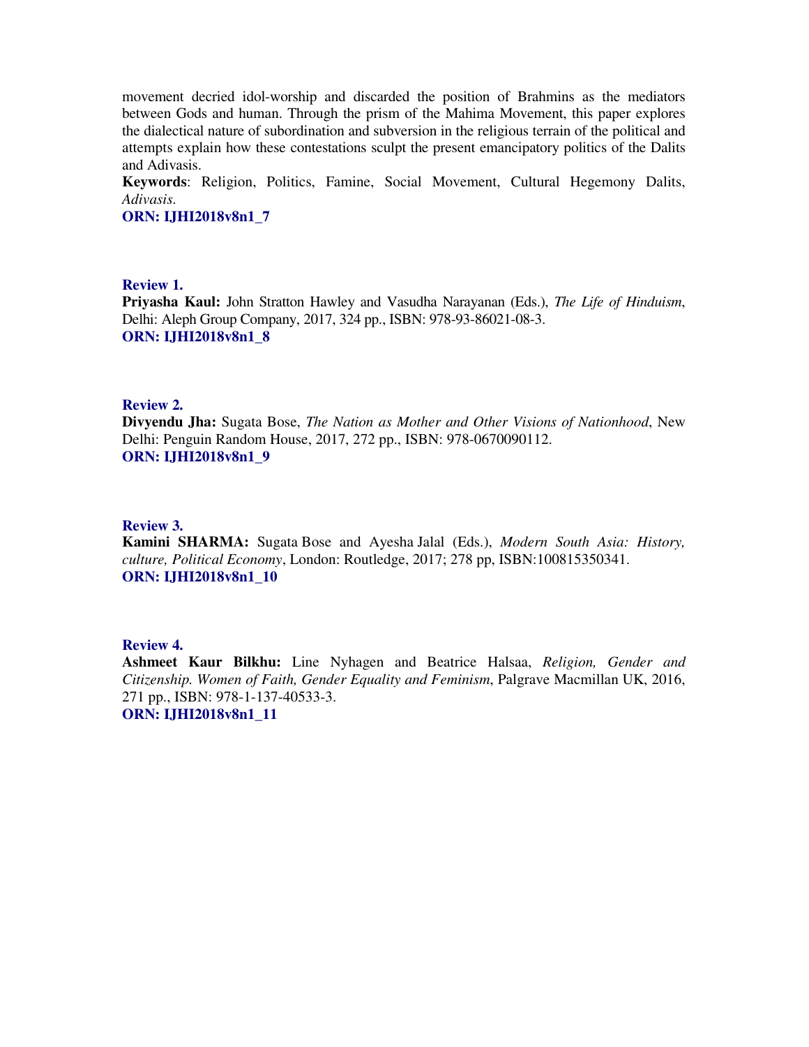movement decried idol-worship and discarded the position of Brahmins as the mediators between Gods and human. Through the prism of the Mahima Movement, this paper explores the dialectical nature of subordination and subversion in the religious terrain of the political and attempts explain how these contestations sculpt the present emancipatory politics of the Dalits and Adivasis.

**Keywords**: Religion, Politics, Famine, Social Movement, Cultural Hegemony Dalits, *Adivasis.*

**ORN: IJHI2018v8n1_7**

**Review 1.**

**Priyasha Kaul:** John Stratton Hawley and Vasudha Narayanan (Eds.), *The Life of Hinduism*, Delhi: Aleph Group Company, 2017, 324 pp., ISBN: 978-93-86021-08-3.

**ORN: IJHI2018v8n1_8**

**Review 2.**

**Divyendu Jha:** Sugata Bose, *The Nation as Mother and Other Visions of Nationhood*, New Delhi: Penguin Random House, 2017, 272 pp., ISBN: 978-0670090112.

**ORN: IJHI2018v8n1_9**

**Review 3.**

**Kamini SHARMA:** Sugata Bose and Ayesha Jalal (Eds.), *Modern South Asia: History, culture, Political Economy*, London: Routledge, 2017; 278 pp, ISBN:100815350341.

**ORN: IJHI2018v8n1_10**

**Review 4.**

**Ashmeet Kaur Bilkhu:** Line Nyhagen and Beatrice Halsaa, *Religion, Gender and Citizenship. Women of Faith, Gender Equality and Feminism*, Palgrave Macmillan UK, 2016, 271 pp., ISBN: 978-1-137-40533-3.

**ORN: IJHI2018v8n1_11**